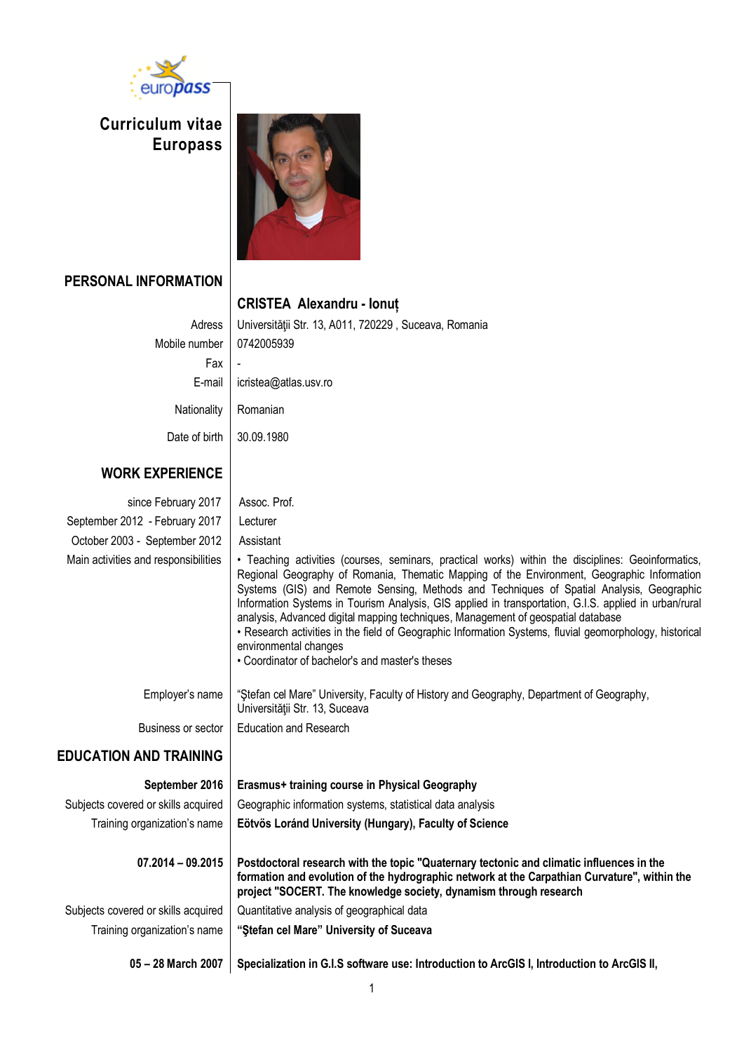# Curriculum vitae Europass

## PERSONAL INFORMATION

**CRISTEA Alexandru - Ionuț**

| | |
|---|---|
| Adress | Universităţii Str. 13, A011, 720229 , Suceava, Romania |
| Mobile number | 0742005939 |
| Fax | - |
| E-mail | icristea@atlas.usv.ro |
| Nationality | Romanian |
| Date of birth | 30.09.1980 |

## WORK EXPERIENCE

| | |
|---|---|
| since February 2017 | Assoc. Prof. |
| September 2012 - February 2017 | Lecturer |
| October 2003 - September 2012 | Assistant |
| Main activities and responsibilities | • Teaching activities (courses, seminars, practical works) within the disciplines: Geoinformatics, Regional Geography of Romania, Thematic Mapping of the Environment, Geographic Information Systems (GIS) and Remote Sensing, Methods and Techniques of Spatial Analysis, Geographic Information Systems in Tourism Analysis, GIS applied in transportation, G.I.S. applied in urban/rural analysis, Advanced digital mapping techniques, Management of geospatial database<br>• Research activities in the field of Geographic Information Systems, fluvial geomorphology, historical environmental changes<br>• Coordinator of bachelor's and master's theses |
| Employer's name | "Ștefan cel Mare" University, Faculty of History and Geography, Department of Geography, Universităţii Str. 13, Suceava |
| Business or sector | Education and Research |

## EDUCATION AND TRAINING

| | |
|---|---|
| **September 2016** | **Erasmus+ training course in Physical Geography** |
| Subjects covered or skills acquired | Geographic information systems, statistical data analysis |
| Training organization's name | **Eötvös Loránd University (Hungary), Faculty of Science** |
| **07.2014 – 09.2015** | **Postdoctoral research with the topic "Quaternary tectonic and climatic influences in the formation and evolution of the hydrographic network at the Carpathian Curvature", within the project "SOCERT. The knowledge society, dynamism through research** |
| Subjects covered or skills acquired | Quantitative analysis of geographical data |
| Training organization's name | **"Ştefan cel Mare" University of Suceava** |
| **05 – 28 March 2007** | **Specialization in G.I.S software use: Introduction to ArcGIS I, Introduction to ArcGIS II,** |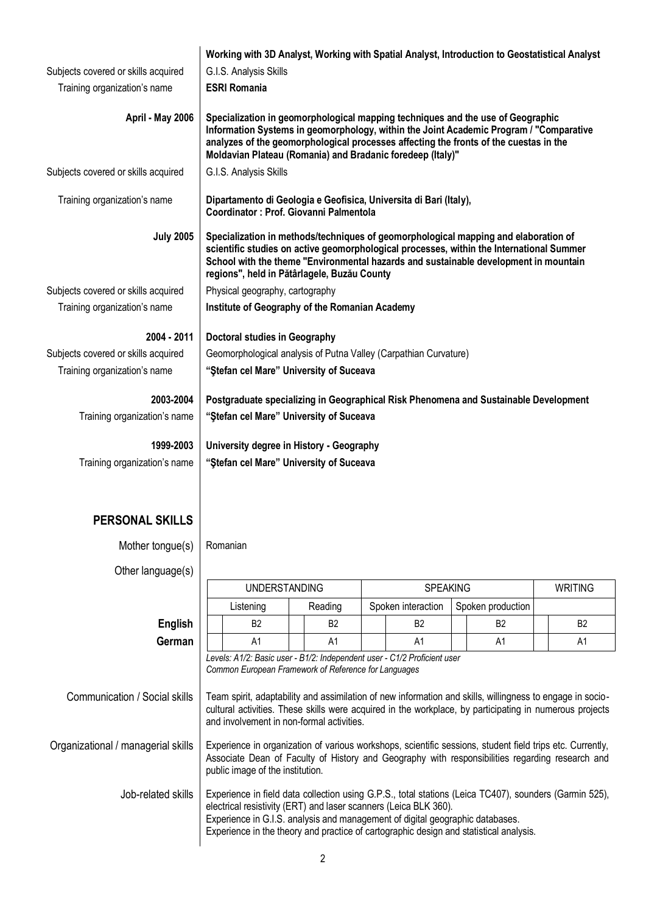**Working with 3D Analyst, Working with Spatial Analyst, Introduction to Geostatistical Analyst**

Subjects covered or skills acquired: G.I.S. Analysis Skills

Training organization's name: **ESRI Romania**

**April - May 2006**

**Specialization in geomorphological mapping techniques and the use of Geographic Information Systems in geomorphology, within the Joint Academic Program / "Comparative analyzes of the geomorphological processes affecting the fronts of the cuestas in the Moldavian Plateau (Romania) and Bradanic foredeep (Italy)"**

Subjects covered or skills acquired: G.I.S. Analysis Skills

Training organization's name: **Dipartamento di Geologia e Geofisica, Universita di Bari (Italy), Coordinator : Prof. Giovanni Palmentola**

**July 2005**

**Specialization in methods/techniques of geomorphological mapping and elaboration of scientific studies on active geomorphological processes, within the International Summer School with the theme "Environmental hazards and sustainable development in mountain regions", held in Pătârlagele, Buzău County**

Subjects covered or skills acquired: Physical geography, cartography

Training organization's name: **Institute of Geography of the Romanian Academy**

**2004 - 2011**

**Doctoral studies in Geography**

Subjects covered or skills acquired: Geomorphological analysis of Putna Valley (Carpathian Curvature)

Training organization's name: **"Ştefan cel Mare" University of Suceava**

**2003-2004**

**Postgraduate specializing in Geographical Risk Phenomena and Sustainable Development**

Training organization's name: **"Ştefan cel Mare" University of Suceava**

**1999-2003**

**University degree in History - Geography**

Training organization's name: **"Ştefan cel Mare" University of Suceava**

## PERSONAL SKILLS

Mother tongue(s): Romanian

Other language(s)

| | UNDERSTANDING | | SPEAKING | | WRITING |
|---|---|---|---|---|---|
| | Listening | Reading | Spoken interaction | Spoken production | |
| **English** | B2 | B2 | B2 | B2 | B2 |
| **German** | A1 | A1 | A1 | A1 | A1 |

*Levels: A1/2: Basic user - B1/2: Independent user - C1/2 Proficient user*
*Common European Framework of Reference for Languages*

Communication / Social skills: Team spirit, adaptability and assimilation of new information and skills, willingness to engage in socio-cultural activities. These skills were acquired in the workplace, by participating in numerous projects and involvement in non-formal activities.

Organizational / managerial skills: Experience in organization of various workshops, scientific sessions, student field trips etc. Currently, Associate Dean of Faculty of History and Geography with responsibilities regarding research and public image of the institution.

Job-related skills: Experience in field data collection using G.P.S., total stations (Leica TC407), sounders (Garmin 525), electrical resistivity (ERT) and laser scanners (Leica BLK 360).
Experience in G.I.S. analysis and management of digital geographic databases.
Experience in the theory and practice of cartographic design and statistical analysis.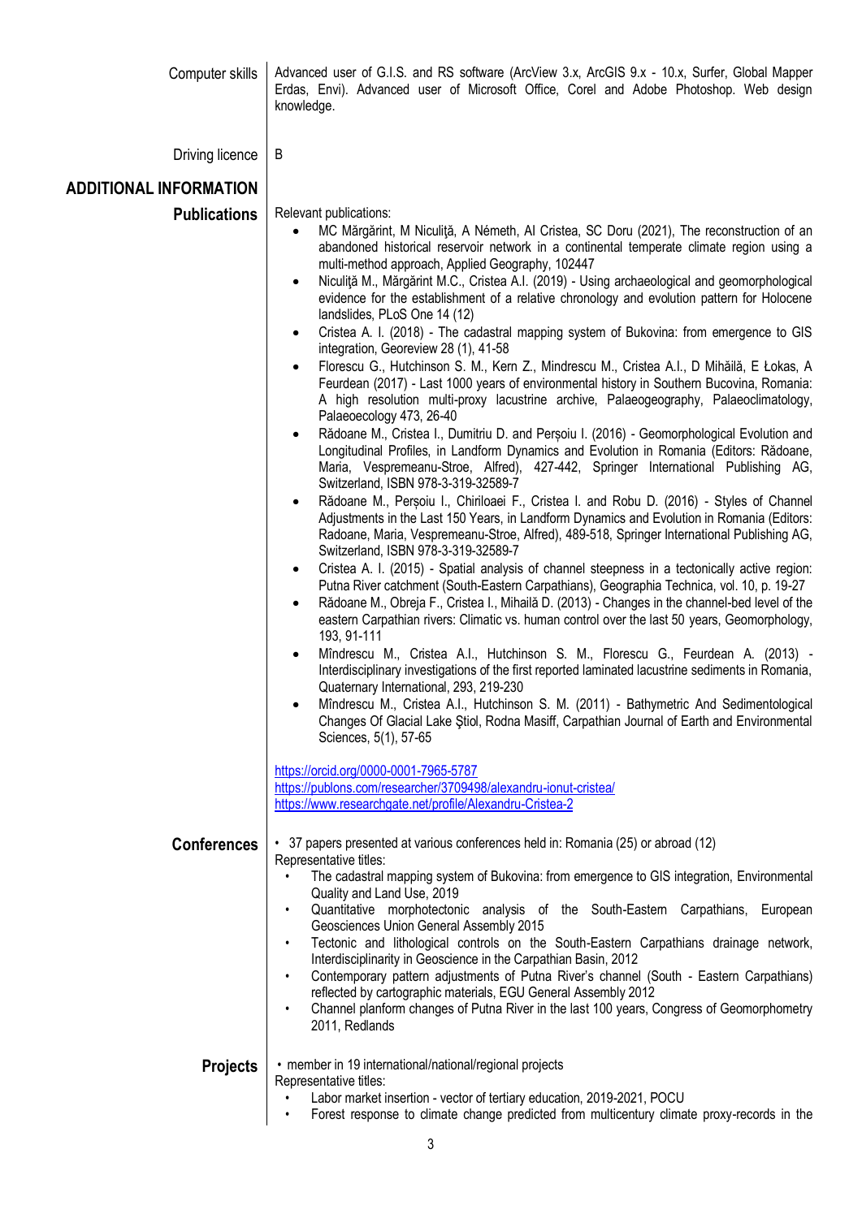**Computer skills**

Advanced user of G.I.S. and RS software (ArcView 3.x, ArcGIS 9.x - 10.x, Surfer, Global Mapper Erdas, Envi). Advanced user of Microsoft Office, Corel and Adobe Photoshop. Web design knowledge.

**Driving licence**

B

## ADDITIONAL INFORMATION

### Publications

Relevant publications:

- MC Mărgărint, M Niculiţă, A Németh, AI Cristea, SC Doru (2021), The reconstruction of an abandoned historical reservoir network in a continental temperate climate region using a multi-method approach, Applied Geography, 102447
- Niculiţă M., Mărgărint M.C., Cristea A.I. (2019) - Using archaeological and geomorphological evidence for the establishment of a relative chronology and evolution pattern for Holocene landslides, PLoS One 14 (12)
- Cristea A. I. (2018) - The cadastral mapping system of Bukovina: from emergence to GIS integration, Georeview 28 (1), 41-58
- Florescu G., Hutchinson S. M., Kern Z., Mindrescu M., Cristea A.I., D Mihăilă, E Łokas, A Feurdean (2017) - Last 1000 years of environmental history in Southern Bucovina, Romania: A high resolution multi-proxy lacustrine archive, Palaeogeography, Palaeoclimatology, Palaeoecology 473, 26-40
- Rădoane M., Cristea I., Dumitriu D. and Perșoiu I. (2016) - Geomorphological Evolution and Longitudinal Profiles, in Landform Dynamics and Evolution in Romania (Editors: Rădoane, Maria, Vespremeanu-Stroe, Alfred), 427-442, Springer International Publishing AG, Switzerland, ISBN 978-3-319-32589-7
- Rădoane M., Perșoiu I., Chiriloaei F., Cristea I. and Robu D. (2016) - Styles of Channel Adjustments in the Last 150 Years, in Landform Dynamics and Evolution in Romania (Editors: Radoane, Maria, Vespremeanu-Stroe, Alfred), 489-518, Springer International Publishing AG, Switzerland, ISBN 978-3-319-32589-7
- Cristea A. I. (2015) - Spatial analysis of channel steepness in a tectonically active region: Putna River catchment (South-Eastern Carpathians), Geographia Technica, vol. 10, p. 19-27
- Rădoane M., Obreja F., Cristea I., Mihailă D. (2013) - Changes in the channel-bed level of the eastern Carpathian rivers: Climatic vs. human control over the last 50 years, Geomorphology, 193, 91-111
- Mîndrescu M., Cristea A.I., Hutchinson S. M., Florescu G., Feurdean A. (2013) - Interdisciplinary investigations of the first reported laminated lacustrine sediments in Romania, Quaternary International, 293, 219-230
- Mîndrescu M., Cristea A.I., Hutchinson S. M. (2011) - Bathymetric And Sedimentological Changes Of Glacial Lake Ştiol, Rodna Masiff, Carpathian Journal of Earth and Environmental Sciences, 5(1), 57-65

https://orcid.org/0000-0001-7965-5787
https://publons.com/researcher/3709498/alexandru-ionut-cristea/
https://www.researchgate.net/profile/Alexandru-Cristea-2

### Conferences

- 37 papers presented at various conferences held in: Romania (25) or abroad (12)

Representative titles:

- The cadastral mapping system of Bukovina: from emergence to GIS integration, Environmental Quality and Land Use, 2019
- Quantitative morphotectonic analysis of the South-Eastern Carpathians, European Geosciences Union General Assembly 2015
- Tectonic and lithological controls on the South-Eastern Carpathians drainage network, Interdisciplinarity in Geoscience in the Carpathian Basin, 2012
- Contemporary pattern adjustments of Putna River's channel (South - Eastern Carpathians) reflected by cartographic materials, EGU General Assembly 2012
- Channel planform changes of Putna River in the last 100 years, Congress of Geomorphometry 2011, Redlands

### Projects

- member in 19 international/national/regional projects

Representative titles:

- Labor market insertion - vector of tertiary education, 2019-2021, POCU
- Forest response to climate change predicted from multicentury climate proxy-records in the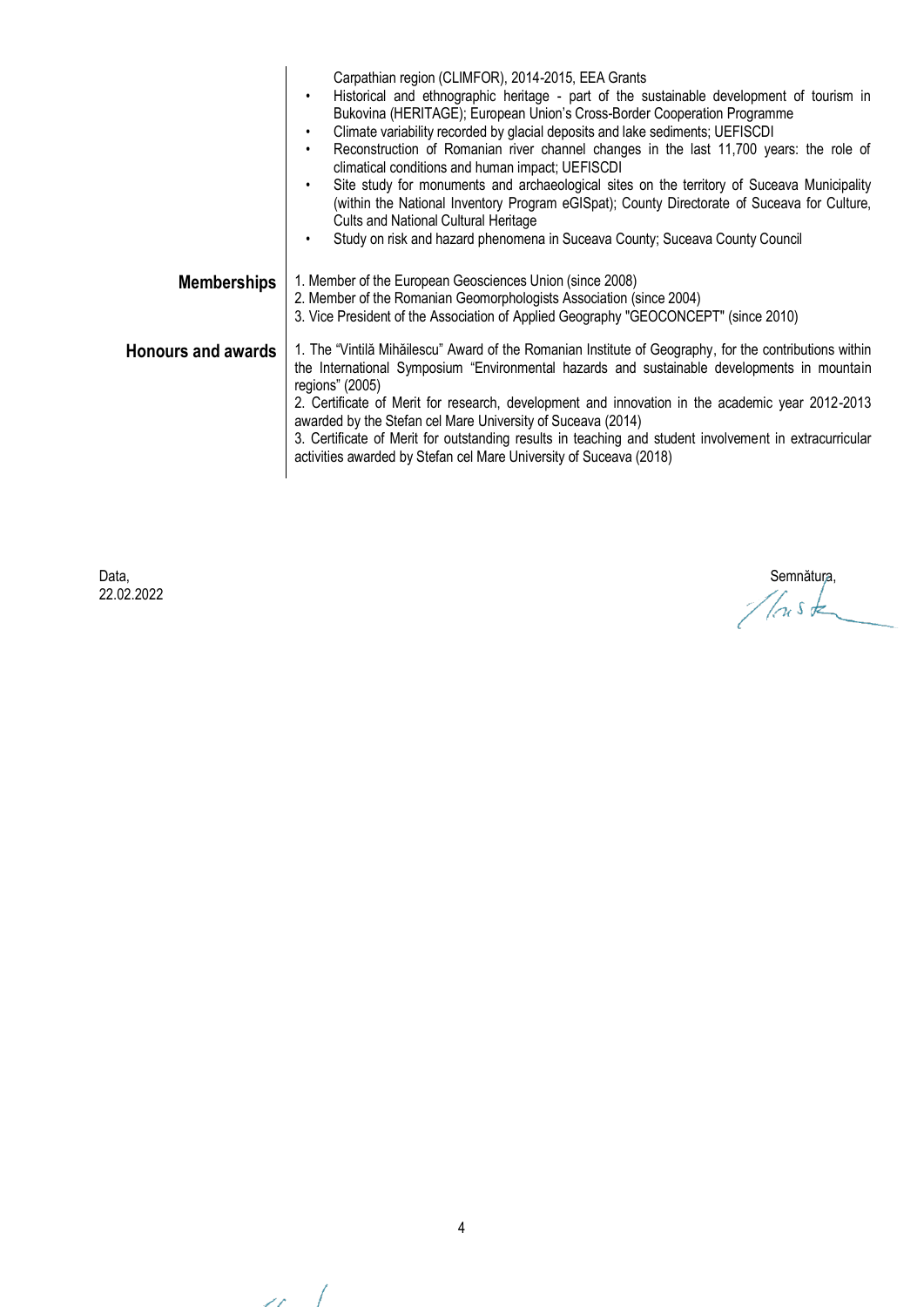- Carpathian region (CLIMFOR), 2014-2015, EEA Grants
- Historical and ethnographic heritage - part of the sustainable development of tourism in Bukovina (HERITAGE); European Union's Cross-Border Cooperation Programme
- Climate variability recorded by glacial deposits and lake sediments; UEFISCDI
- Reconstruction of Romanian river channel changes in the last 11,700 years: the role of climatical conditions and human impact; UEFISCDI
- Site study for monuments and archaeological sites on the territory of Suceava Municipality (within the National Inventory Program eGISpat); County Directorate of Suceava for Culture, Cults and National Cultural Heritage
- Study on risk and hazard phenomena in Suceava County; Suceava County Council

**Memberships**

1. Member of the European Geosciences Union (since 2008)
2. Member of the Romanian Geomorphologists Association (since 2004)
3. Vice President of the Association of Applied Geography "GEOCONCEPT" (since 2010)

**Honours and awards**

1. The "Vintilă Mihăilescu" Award of the Romanian Institute of Geography, for the contributions within the International Symposium "Environmental hazards and sustainable developments in mountain regions" (2005)
2. Certificate of Merit for research, development and innovation in the academic year 2012-2013 awarded by the Stefan cel Mare University of Suceava (2014)
3. Certificate of Merit for outstanding results in teaching and student involvement in extracurricular activities awarded by Stefan cel Mare University of Suceava (2018)

Data,
22.02.2022

Semnătura,